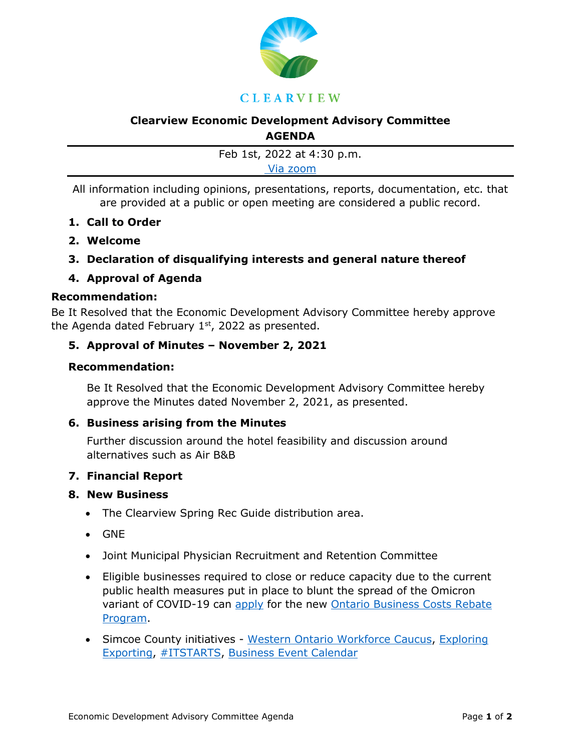CLEARVIEW

# Clearview Economic Development Advisory Committee
## AGENDA

Feb 1st, 2022 at 4:30 p.m.

Via zoom

All information including opinions, presentations, reports, documentation, etc. that are provided at a public or open meeting are considered a public record.

1. **Call to Order**
2. **Welcome**
3. **Declaration of disqualifying interests and general nature thereof**
4. **Approval of Agenda**

**Recommendation:**

Be It Resolved that the Economic Development Advisory Committee hereby approve the Agenda dated February 1st, 2022 as presented.

5. **Approval of Minutes – November 2, 2021**

**Recommendation:**

Be It Resolved that the Economic Development Advisory Committee hereby approve the Minutes dated November 2, 2021, as presented.

6. **Business arising from the Minutes**

Further discussion around the hotel feasibility and discussion around alternatives such as Air B&B

7. **Financial Report**
8. **New Business**
   - The Clearview Spring Rec Guide distribution area.
   - GNE
   - Joint Municipal Physician Recruitment and Retention Committee
   - Eligible businesses required to close or reduce capacity due to the current public health measures put in place to blunt the spread of the Omicron variant of COVID-19 can apply for the new Ontario Business Costs Rebate Program.
   - Simcoe County initiatives - Western Ontario Workforce Caucus, Exploring Exporting, #ITSTARTS, Business Event Calendar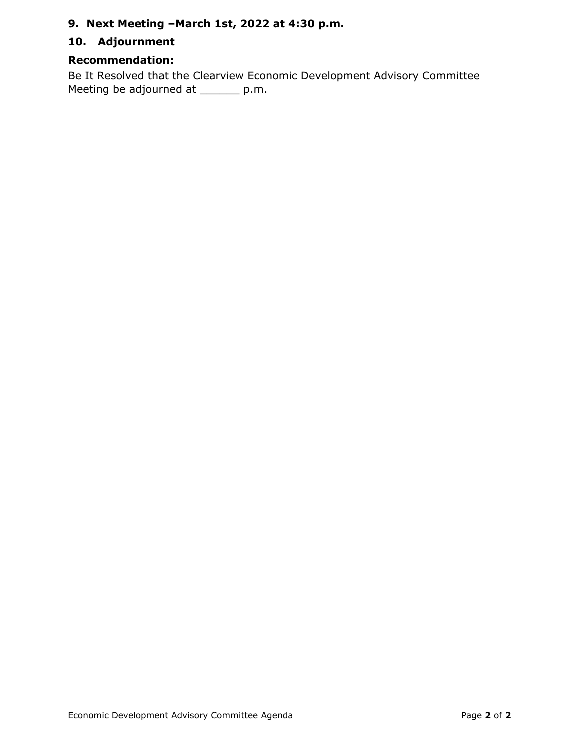## 9. Next Meeting –March 1st, 2022 at 4:30 p.m.

## 10. Adjournment

### Recommendation:

Be It Resolved that the Clearview Economic Development Advisory Committee Meeting be adjourned at ______ p.m.